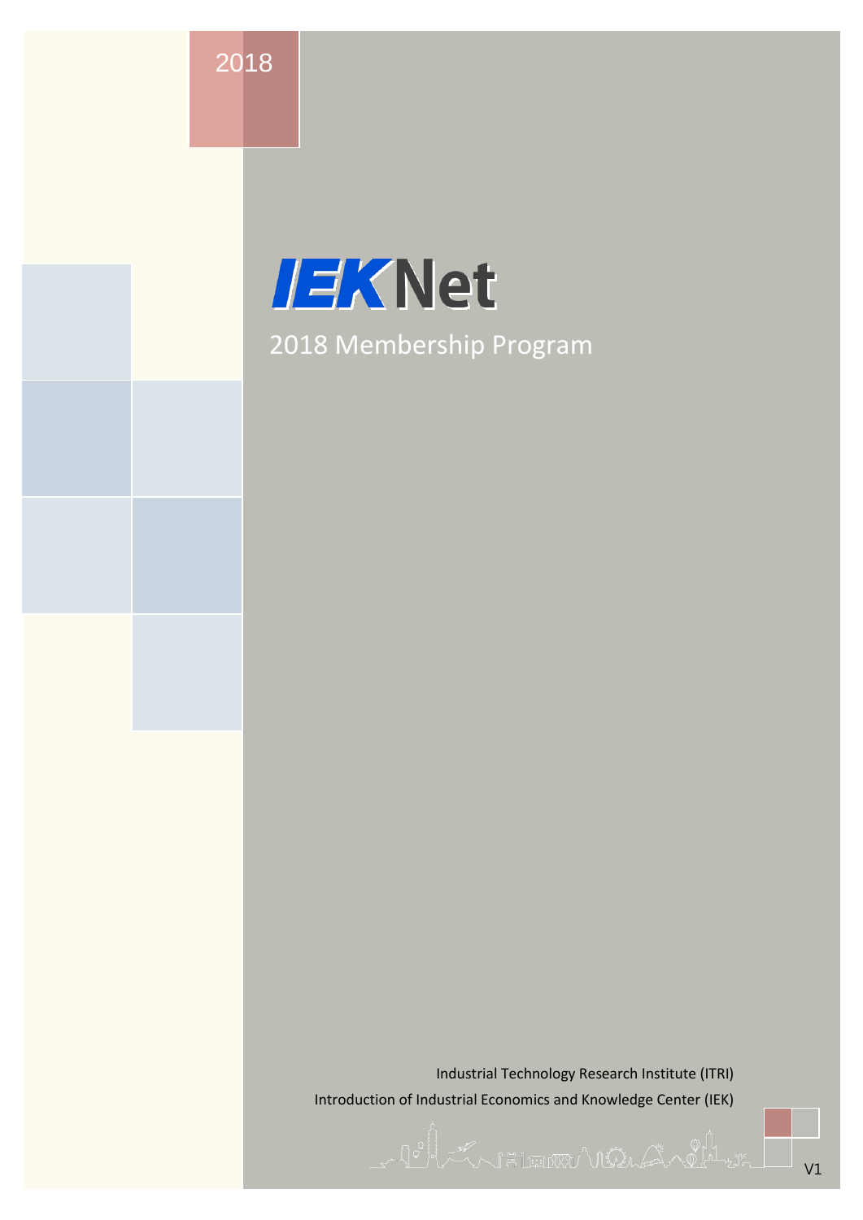2018

# IEKNet

## 2018 Membership Program

Industrial Technology Research Institute (ITRI)

Introduction of Industrial Economics and Knowledge Center (IEK)

V1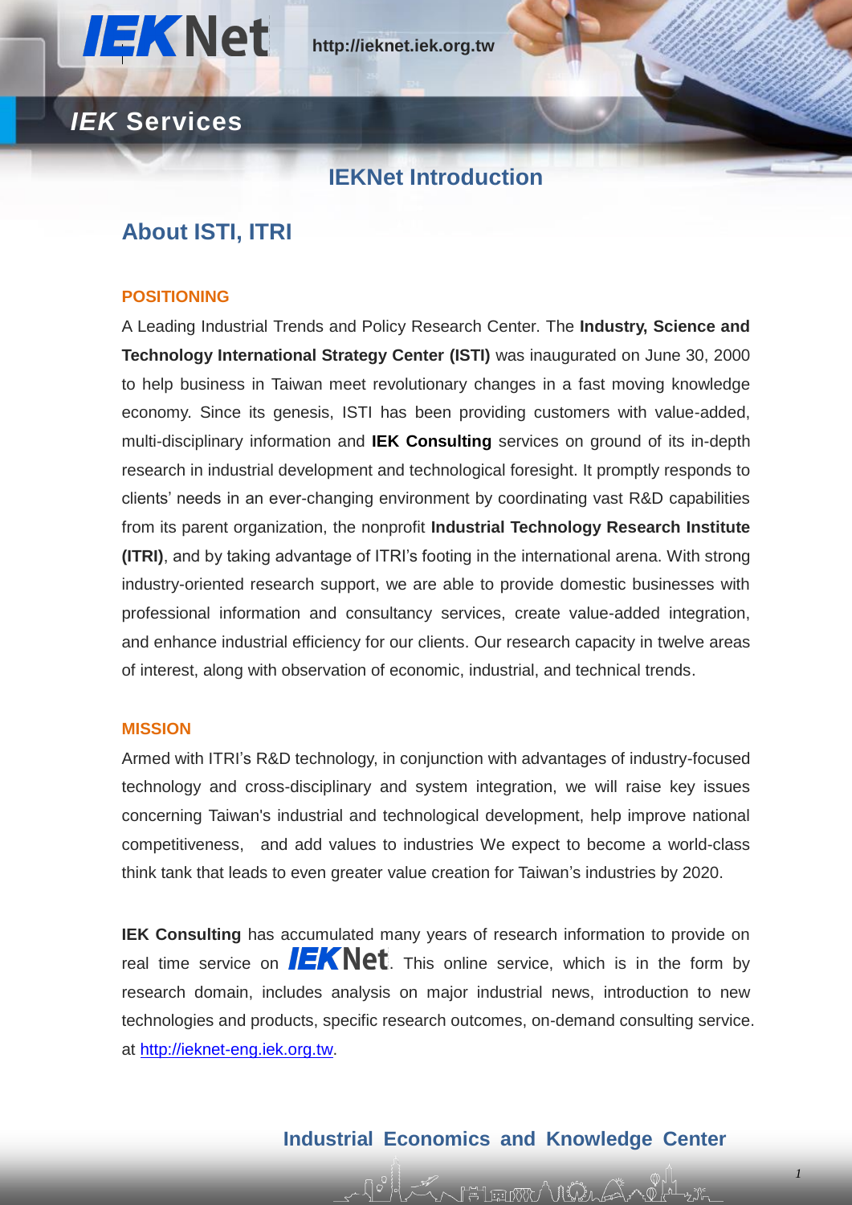# IEKNet Introduction

## About ISTI, ITRI

### POSITIONING

A Leading Industrial Trends and Policy Research Center. The **Industry, Science and Technology International Strategy Center (ISTI)** was inaugurated on June 30, 2000 to help business in Taiwan meet revolutionary changes in a fast moving knowledge economy. Since its genesis, ISTI has been providing customers with value-added, multi-disciplinary information and **IEK Consulting** services on ground of its in-depth research in industrial development and technological foresight. It promptly responds to clients' needs in an ever-changing environment by coordinating vast R&D capabilities from its parent organization, the nonprofit **Industrial Technology Research Institute (ITRI)**, and by taking advantage of ITRI's footing in the international arena. With strong industry-oriented research support, we are able to provide domestic businesses with professional information and consultancy services, create value-added integration, and enhance industrial efficiency for our clients. Our research capacity in twelve areas of interest, along with observation of economic, industrial, and technical trends.

### MISSION

Armed with ITRI's R&D technology, in conjunction with advantages of industry-focused technology and cross-disciplinary and system integration, we will raise key issues concerning Taiwan's industrial and technological development, help improve national competitiveness, and add values to industries We expect to become a world-class think tank that leads to even greater value creation for Taiwan's industries by 2020.

**IEK Consulting** has accumulated many years of research information to provide on real time service on ***IEK*Net**. This online service, which is in the form by research domain, includes analysis on major industrial news, introduction to new technologies and products, specific research outcomes, on-demand consulting service. at http://ieknet-eng.iek.org.tw.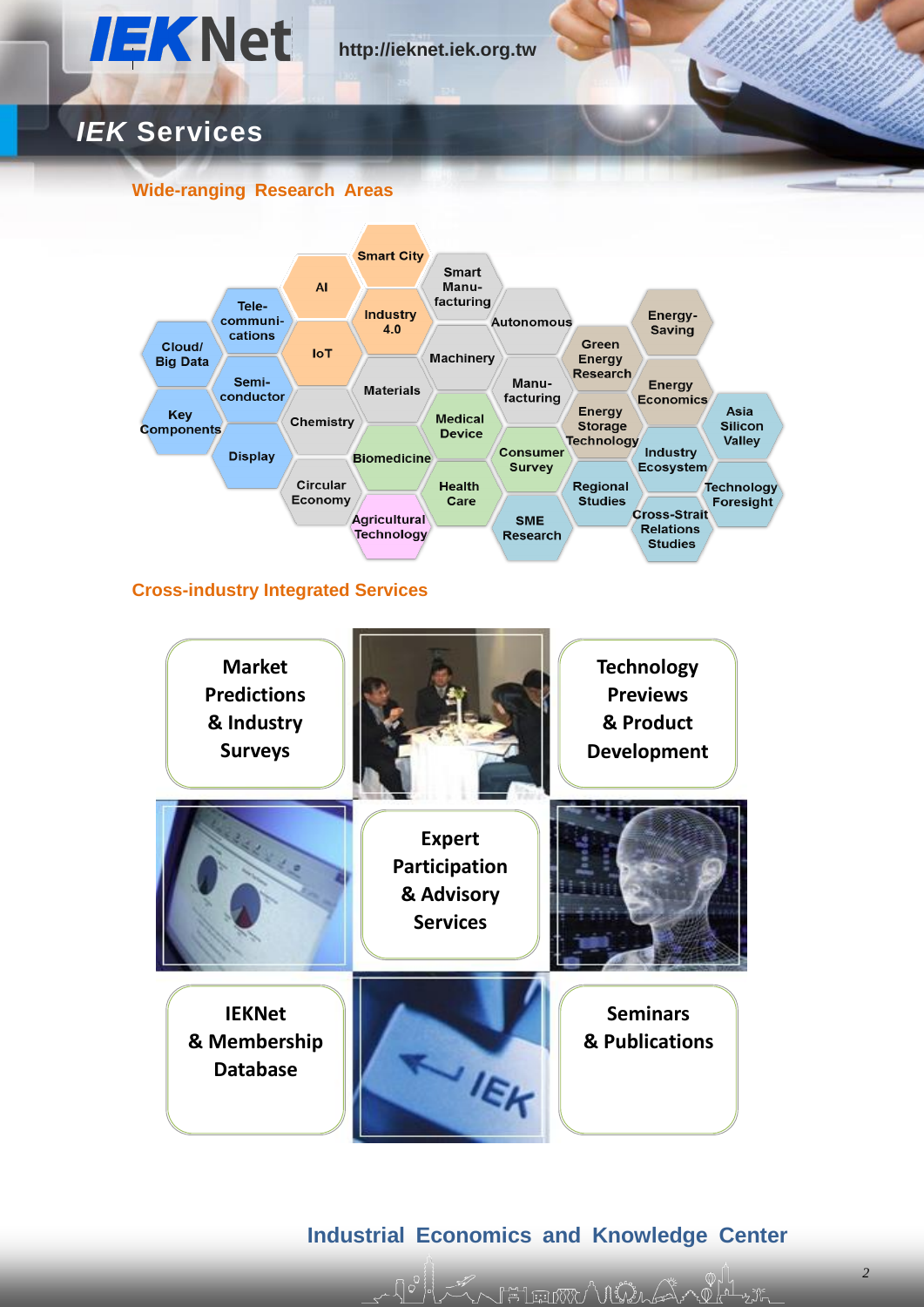IEKNet http://ieknet.iek.org.tw

# *IEK* Services

## Wide-ranging Research Areas

- Smart City
- AI
- Smart Manufacturing
- Telecommunications
- Industry 4.0
- Autonomous
- Energy-Saving
- Cloud/ Big Data
- IoT
- Machinery
- Green Energy Research
- Semiconductor
- Materials
- Manufacturing
- Energy Economics
- Key Components
- Chemistry
- Medical Device
- Energy Storage Technology
- Asia Silicon Valley
- Display
- Biomedicine
- Consumer Survey
- Industry Ecosystem
- Circular Economy
- Health Care
- Regional Studies
- Technology Foresight
- Agricultural Technology
- SME Research
- Cross-Strait Relations Studies

## Cross-industry Integrated Services

- Market Predictions & Industry Surveys
- Technology Previews & Product Development
- Expert Participation & Advisory Services
- IEKNet & Membership Database
- Seminars & Publications

**Industrial Economics and Knowledge Center**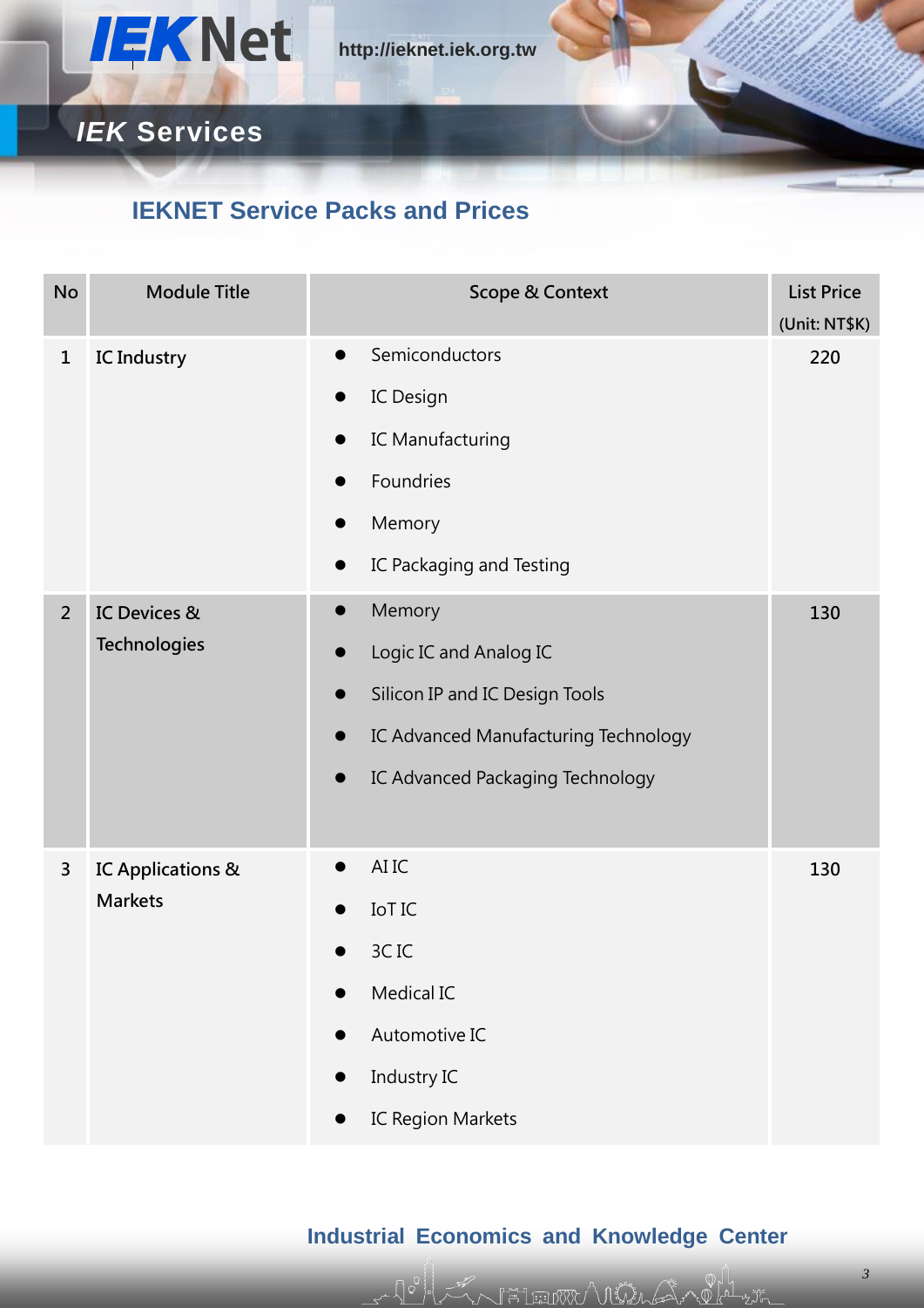## IEK Services

### IEKNET Service Packs and Prices

| No | Module Title | Scope & Context | List Price (Unit: NT$K) |
|---|---|---|---|
| 1 | IC Industry | ● Semiconductors<br>● IC Design<br>● IC Manufacturing<br>● Foundries<br>● Memory<br>● IC Packaging and Testing | 220 |
| 2 | IC Devices & Technologies | ● Memory<br>● Logic IC and Analog IC<br>● Silicon IP and IC Design Tools<br>● IC Advanced Manufacturing Technology<br>● IC Advanced Packaging Technology | 130 |
| 3 | IC Applications & Markets | ● AI IC<br>● IoT IC<br>● 3C IC<br>● Medical IC<br>● Automotive IC<br>● Industry IC<br>● IC Region Markets | 130 |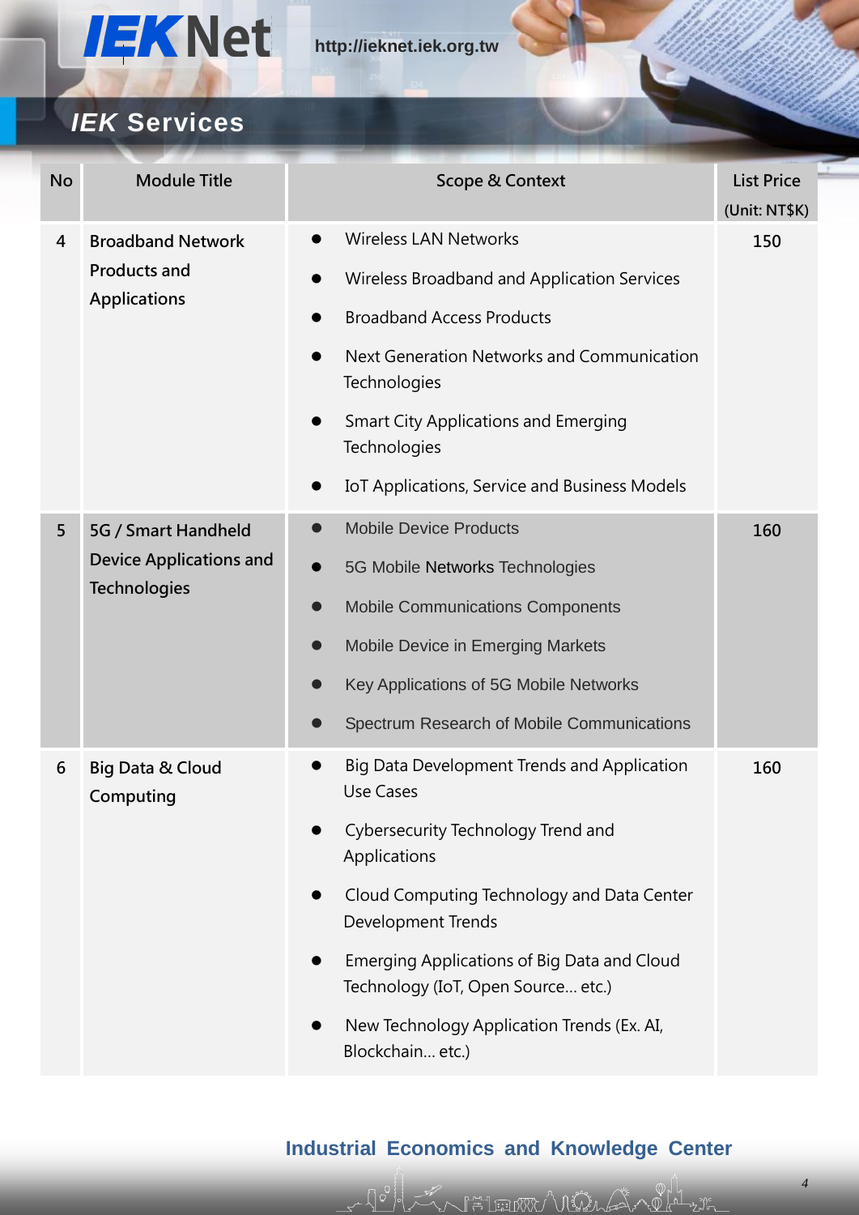## IEK Services

| No | Module Title | Scope & Context | List Price (Unit: NT$K) |
|---|---|---|---|
| 4 | Broadband Network Products and Applications | ● Wireless LAN Networks<br>● Wireless Broadband and Application Services<br>● Broadband Access Products<br>● Next Generation Networks and Communication Technologies<br>● Smart City Applications and Emerging Technologies<br>● IoT Applications, Service and Business Models | 150 |
| 5 | 5G / Smart Handheld Device Applications and Technologies | ● Mobile Device Products<br>● 5G Mobile Networks Technologies<br>● Mobile Communications Components<br>● Mobile Device in Emerging Markets<br>● Key Applications of 5G Mobile Networks<br>● Spectrum Research of Mobile Communications | 160 |
| 6 | Big Data & Cloud Computing | ● Big Data Development Trends and Application Use Cases<br>● Cybersecurity Technology Trend and Applications<br>● Cloud Computing Technology and Data Center Development Trends<br>● Emerging Applications of Big Data and Cloud Technology (IoT, Open Source… etc.)<br>● New Technology Application Trends (Ex. AI, Blockchain… etc.) | 160 |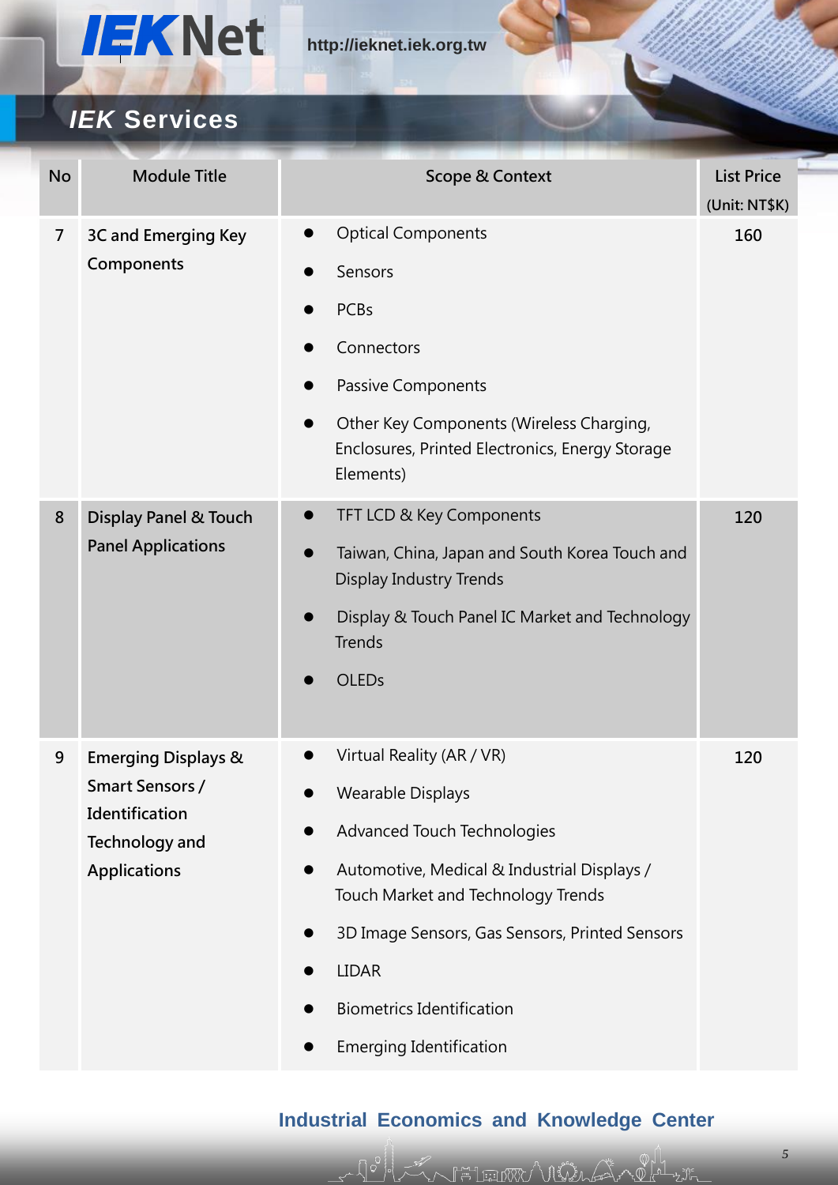## IEK Services

| No | Module Title | Scope & Context | List Price (Unit: NT$K) |
|---|---|---|---|
| 7 | 3C and Emerging Key Components | ● Optical Components<br>● Sensors<br>● PCBs<br>● Connectors<br>● Passive Components<br>● Other Key Components (Wireless Charging, Enclosures, Printed Electronics, Energy Storage Elements) | 160 |
| 8 | Display Panel & Touch Panel Applications | ● TFT LCD & Key Components<br>● Taiwan, China, Japan and South Korea Touch and Display Industry Trends<br>● Display & Touch Panel IC Market and Technology Trends<br>● OLEDs | 120 |
| 9 | Emerging Displays & Smart Sensors / Identification Technology and Applications | ● Virtual Reality (AR / VR)<br>● Wearable Displays<br>● Advanced Touch Technologies<br>● Automotive, Medical & Industrial Displays / Touch Market and Technology Trends<br>● 3D Image Sensors, Gas Sensors, Printed Sensors<br>● LIDAR<br>● Biometrics Identification<br>● Emerging Identification | 120 |

**Industrial Economics and Knowledge Center**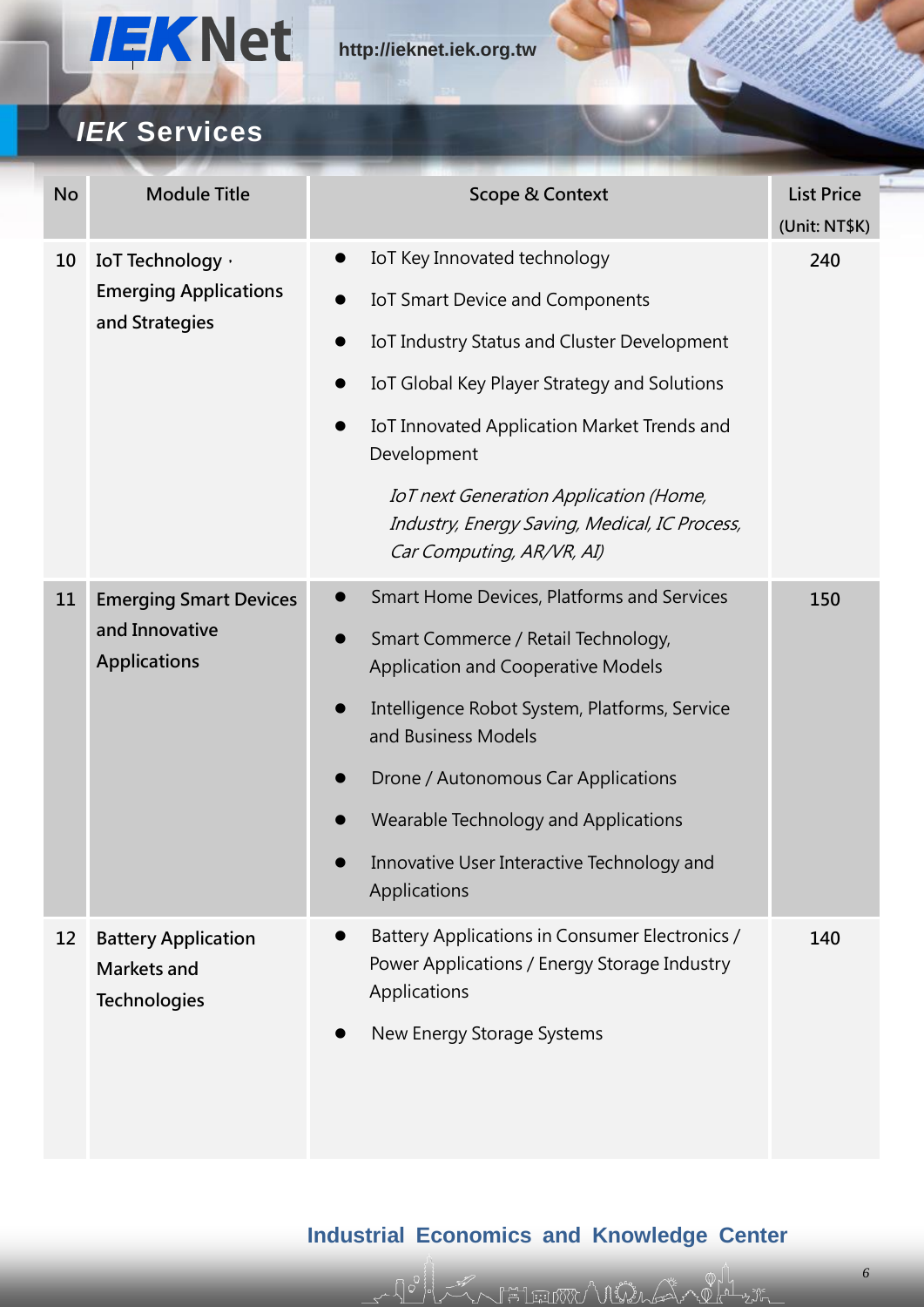## IEK Services

| No | Module Title | Scope & Context | List Price (Unit: NT$K) |
|---|---|---|---|
| 10 | IoT Technology、Emerging Applications and Strategies | ● IoT Key Innovated technology<br>● IoT Smart Device and Components<br>● IoT Industry Status and Cluster Development<br>● IoT Global Key Player Strategy and Solutions<br>● IoT Innovated Application Market Trends and Development<br>*IoT next Generation Application (Home, Industry, Energy Saving, Medical, IC Process, Car Computing, AR/VR, AI)* | 240 |
| 11 | Emerging Smart Devices and Innovative Applications | ● Smart Home Devices, Platforms and Services<br>● Smart Commerce / Retail Technology, Application and Cooperative Models<br>● Intelligence Robot System, Platforms, Service and Business Models<br>● Drone / Autonomous Car Applications<br>● Wearable Technology and Applications<br>● Innovative User Interactive Technology and Applications | 150 |
| 12 | Battery Application Markets and Technologies | ● Battery Applications in Consumer Electronics / Power Applications / Energy Storage Industry Applications<br>● New Energy Storage Systems | 140 |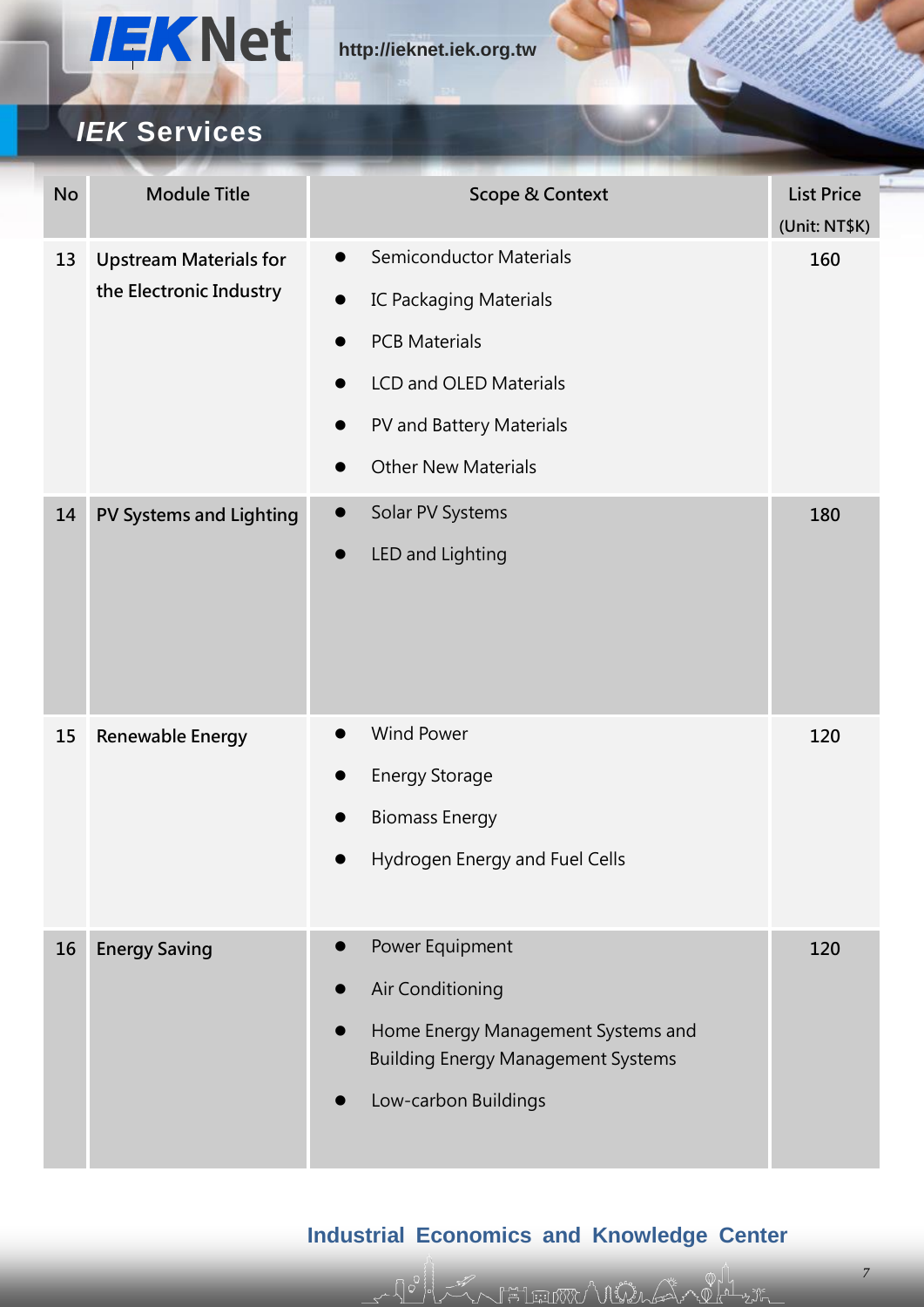## IEK Services

| No | Module Title | Scope & Context | List Price (Unit: NT$K) |
|---|---|---|---|
| 13 | Upstream Materials for the Electronic Industry | ● Semiconductor Materials<br>● IC Packaging Materials<br>● PCB Materials<br>● LCD and OLED Materials<br>● PV and Battery Materials<br>● Other New Materials | 160 |
| 14 | PV Systems and Lighting | ● Solar PV Systems<br>● LED and Lighting | 180 |
| 15 | Renewable Energy | ● Wind Power<br>● Energy Storage<br>● Biomass Energy<br>● Hydrogen Energy and Fuel Cells | 120 |
| 16 | Energy Saving | ● Power Equipment<br>● Air Conditioning<br>● Home Energy Management Systems and Building Energy Management Systems<br>● Low-carbon Buildings | 120 |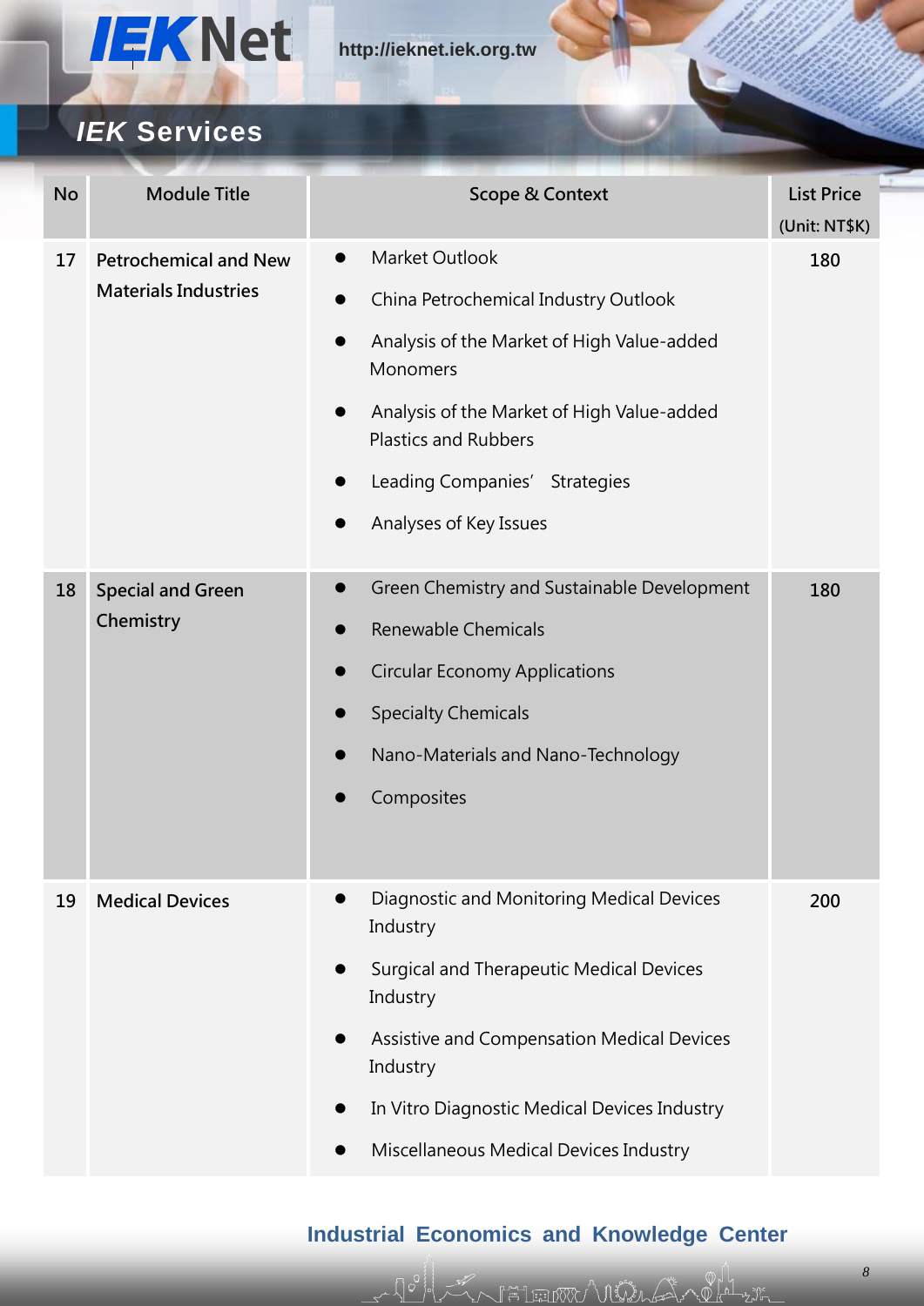## IEK Services

| No | Module Title | Scope & Context | List Price (Unit: NT$K) |
|---|---|---|---|
| 17 | Petrochemical and New Materials Industries | ● Market Outlook<br>● China Petrochemical Industry Outlook<br>● Analysis of the Market of High Value-added Monomers<br>● Analysis of the Market of High Value-added Plastics and Rubbers<br>● Leading Companies' Strategies<br>● Analyses of Key Issues | 180 |
| 18 | Special and Green Chemistry | ● Green Chemistry and Sustainable Development<br>● Renewable Chemicals<br>● Circular Economy Applications<br>● Specialty Chemicals<br>● Nano-Materials and Nano-Technology<br>● Composites | 180 |
| 19 | Medical Devices | ● Diagnostic and Monitoring Medical Devices Industry<br>● Surgical and Therapeutic Medical Devices Industry<br>● Assistive and Compensation Medical Devices Industry<br>● In Vitro Diagnostic Medical Devices Industry<br>● Miscellaneous Medical Devices Industry | 200 |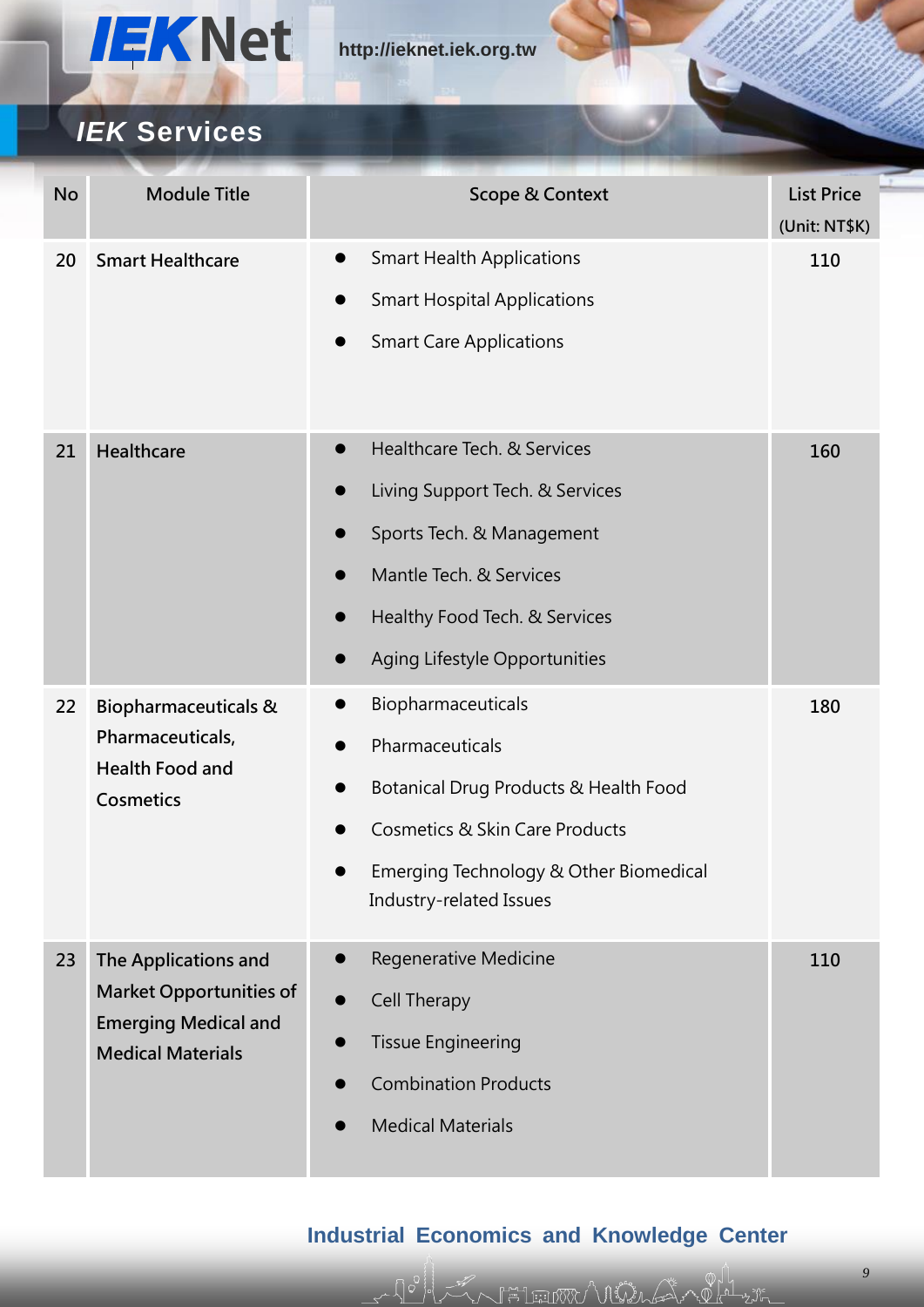## IEK Services

| No | Module Title | Scope & Context | List Price (Unit: NT$K) |
|---|---|---|---|
| 20 | Smart Healthcare | ● Smart Health Applications<br>● Smart Hospital Applications<br>● Smart Care Applications | 110 |
| 21 | Healthcare | ● Healthcare Tech. & Services<br>● Living Support Tech. & Services<br>● Sports Tech. & Management<br>● Mantle Tech. & Services<br>● Healthy Food Tech. & Services<br>● Aging Lifestyle Opportunities | 160 |
| 22 | Biopharmaceuticals & Pharmaceuticals, Health Food and Cosmetics | ● Biopharmaceuticals<br>● Pharmaceuticals<br>● Botanical Drug Products & Health Food<br>● Cosmetics & Skin Care Products<br>● Emerging Technology & Other Biomedical Industry-related Issues | 180 |
| 23 | The Applications and Market Opportunities of Emerging Medical and Medical Materials | ● Regenerative Medicine<br>● Cell Therapy<br>● Tissue Engineering<br>● Combination Products<br>● Medical Materials | 110 |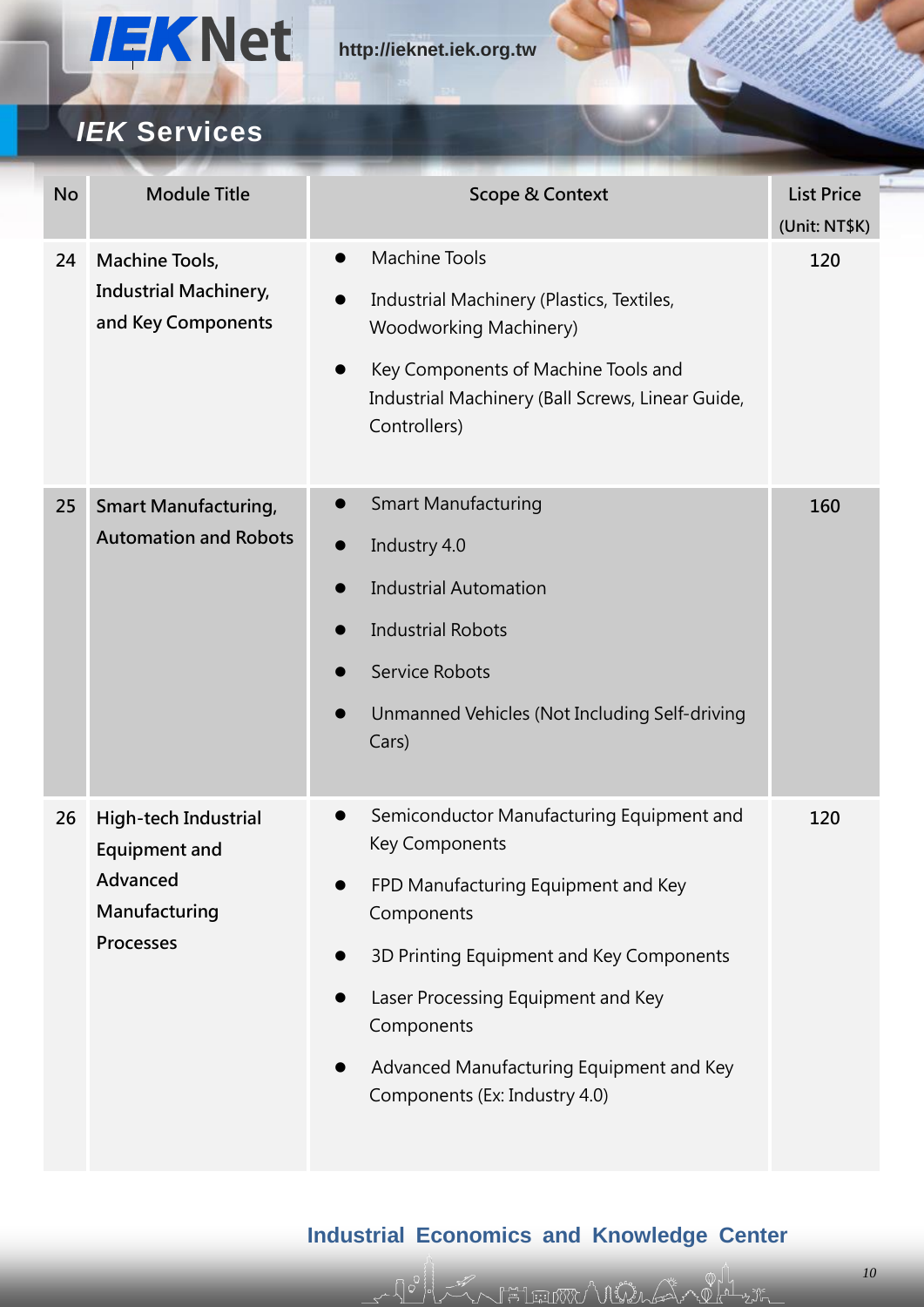## *IEK* Services

| No | Module Title | Scope & Context | List Price (Unit: NT$K) |
|---|---|---|---|
| 24 | Machine Tools, Industrial Machinery, and Key Components | ● Machine Tools<br>● Industrial Machinery (Plastics, Textiles, Woodworking Machinery)<br>● Key Components of Machine Tools and Industrial Machinery (Ball Screws, Linear Guide, Controllers) | 120 |
| 25 | Smart Manufacturing, Automation and Robots | ● Smart Manufacturing<br>● Industry 4.0<br>● Industrial Automation<br>● Industrial Robots<br>● Service Robots<br>● Unmanned Vehicles (Not Including Self-driving Cars) | 160 |
| 26 | High-tech Industrial Equipment and Advanced Manufacturing Processes | ● Semiconductor Manufacturing Equipment and Key Components<br>● FPD Manufacturing Equipment and Key Components<br>● 3D Printing Equipment and Key Components<br>● Laser Processing Equipment and Key Components<br>● Advanced Manufacturing Equipment and Key Components (Ex: Industry 4.0) | 120 |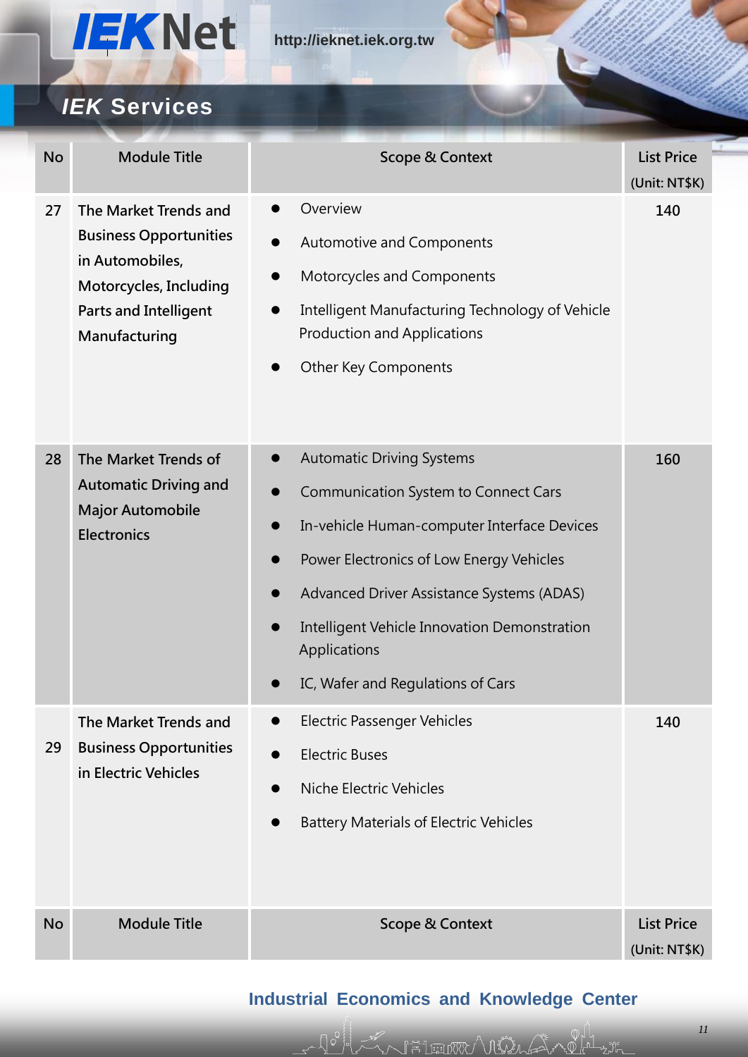## IEK Services

| No | Module Title | Scope & Context | List Price (Unit: NT$K) |
|---|---|---|---|
| 27 | The Market Trends and Business Opportunities in Automobiles, Motorcycles, Including Parts and Intelligent Manufacturing | ● Overview<br>● Automotive and Components<br>● Motorcycles and Components<br>● Intelligent Manufacturing Technology of Vehicle Production and Applications<br>● Other Key Components | 140 |
| 28 | The Market Trends of Automatic Driving and Major Automobile Electronics | ● Automatic Driving Systems<br>● Communication System to Connect Cars<br>● In-vehicle Human-computer Interface Devices<br>● Power Electronics of Low Energy Vehicles<br>● Advanced Driver Assistance Systems (ADAS)<br>● Intelligent Vehicle Innovation Demonstration Applications<br>● IC, Wafer and Regulations of Cars | 160 |
| 29 | The Market Trends and Business Opportunities in Electric Vehicles | ● Electric Passenger Vehicles<br>● Electric Buses<br>● Niche Electric Vehicles<br>● Battery Materials of Electric Vehicles | 140 |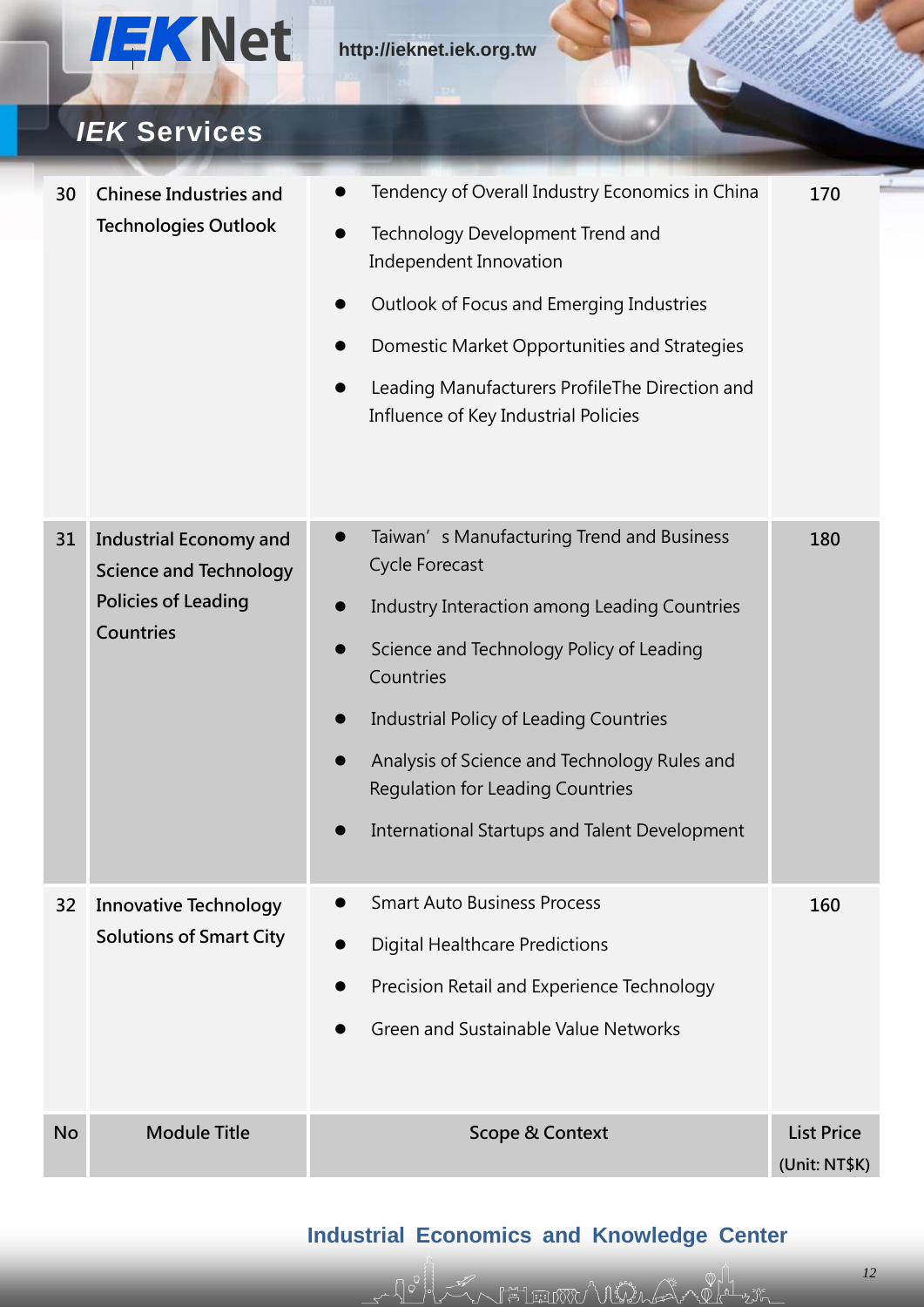## IEK Services

| No | Module Title | Scope & Context | List Price (Unit: NT$K) |
|---|---|---|---|
| 30 | Chinese Industries and Technologies Outlook | ● Tendency of Overall Industry Economics in China<br>● Technology Development Trend and Independent Innovation<br>● Outlook of Focus and Emerging Industries<br>● Domestic Market Opportunities and Strategies<br>● Leading Manufacturers ProfileThe Direction and Influence of Key Industrial Policies | 170 |
| 31 | Industrial Economy and Science and Technology Policies of Leading Countries | ● Taiwan’s Manufacturing Trend and Business Cycle Forecast<br>● Industry Interaction among Leading Countries<br>● Science and Technology Policy of Leading Countries<br>● Industrial Policy of Leading Countries<br>● Analysis of Science and Technology Rules and Regulation for Leading Countries<br>● International Startups and Talent Development | 180 |
| 32 | Innovative Technology Solutions of Smart City | ● Smart Auto Business Process<br>● Digital Healthcare Predictions<br>● Precision Retail and Experience Technology<br>● Green and Sustainable Value Networks | 160 |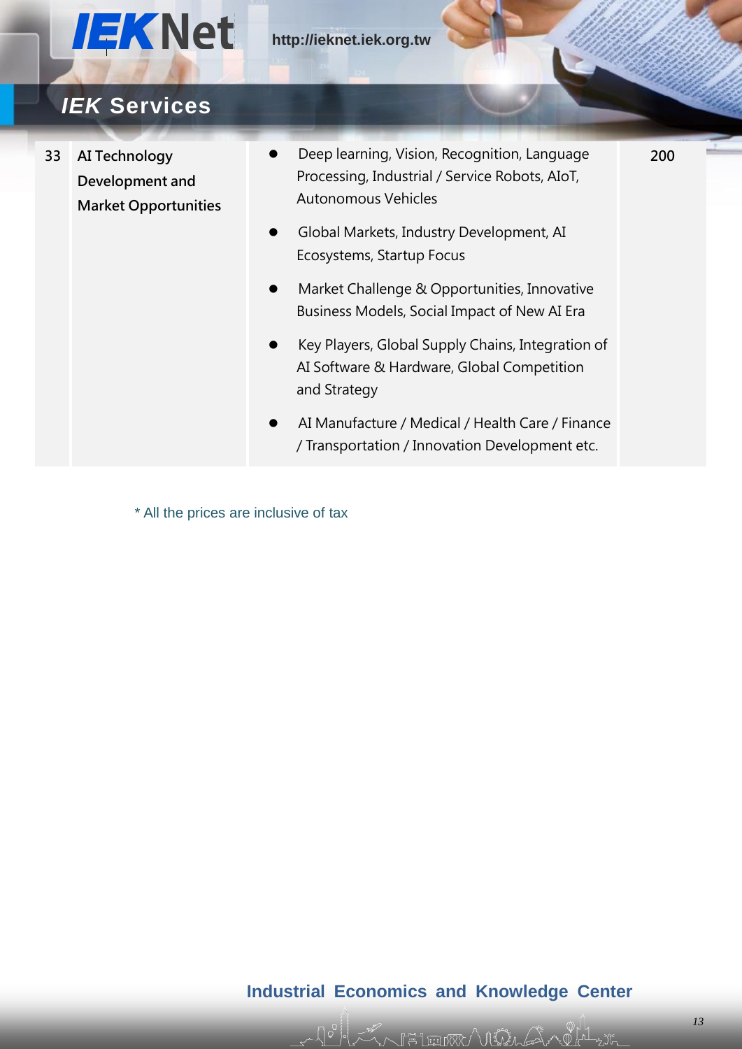| 33 | AI Technology Development and Market Opportunities | ● Deep learning, Vision, Recognition, Language Processing, Industrial / Service Robots, AIoT, Autonomous Vehicles<br>● Global Markets, Industry Development, AI Ecosystems, Startup Focus<br>● Market Challenge & Opportunities, Innovative Business Models, Social Impact of New AI Era<br>● Key Players, Global Supply Chains, Integration of AI Software & Hardware, Global Competition and Strategy<br>● AI Manufacture / Medical / Health Care / Finance / Transportation / Innovation Development etc. | 200 |
|---|---|---|---|

* All the prices are inclusive of tax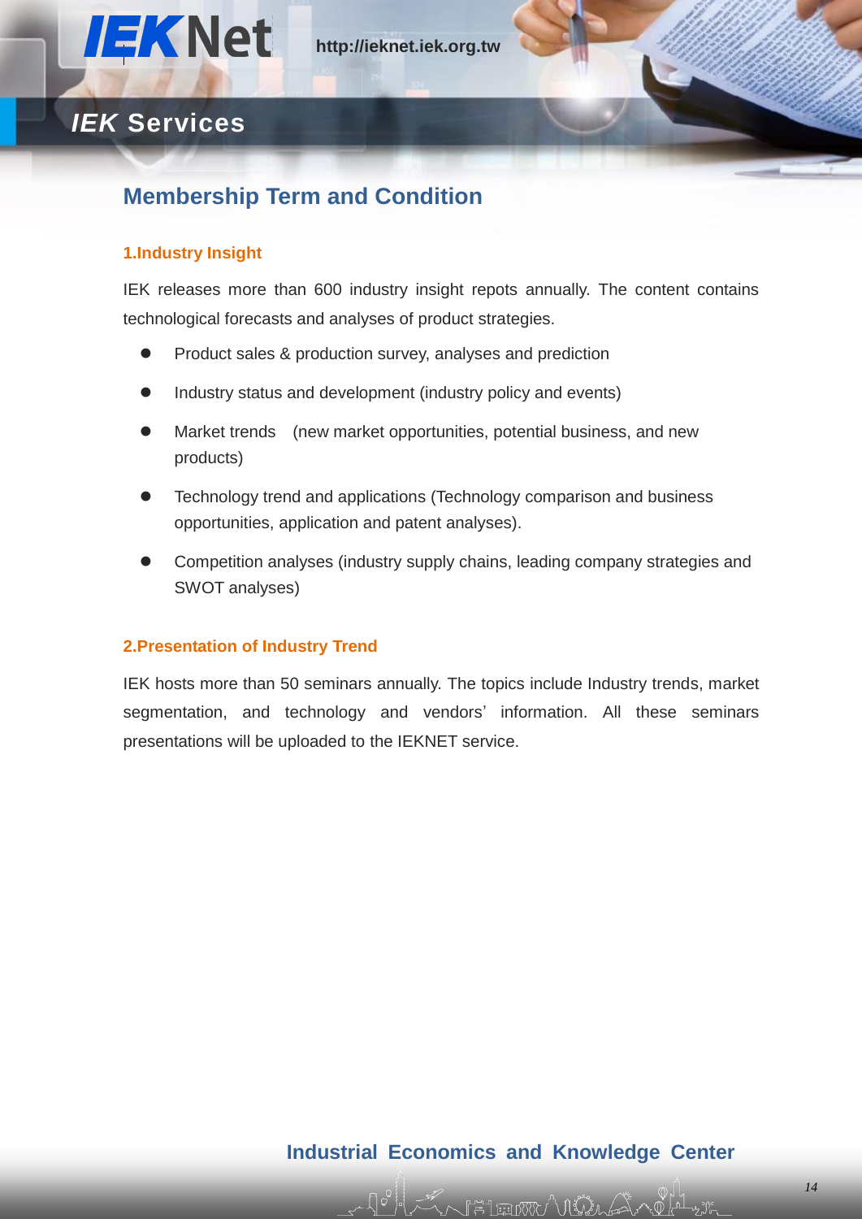## IEK Services

# Membership Term and Condition

### 1.Industry Insight

IEK releases more than 600 industry insight repots annually. The content contains technological forecasts and analyses of product strategies.

- Product sales & production survey, analyses and prediction
- Industry status and development (industry policy and events)
- Market trends  (new market opportunities, potential business, and new products)
- Technology trend and applications (Technology comparison and business opportunities, application and patent analyses).
- Competition analyses (industry supply chains, leading company strategies and SWOT analyses)

### 2.Presentation of Industry Trend

IEK hosts more than 50 seminars annually. The topics include Industry trends, market segmentation, and technology and vendors' information. All these seminars presentations will be uploaded to the IEKNET service.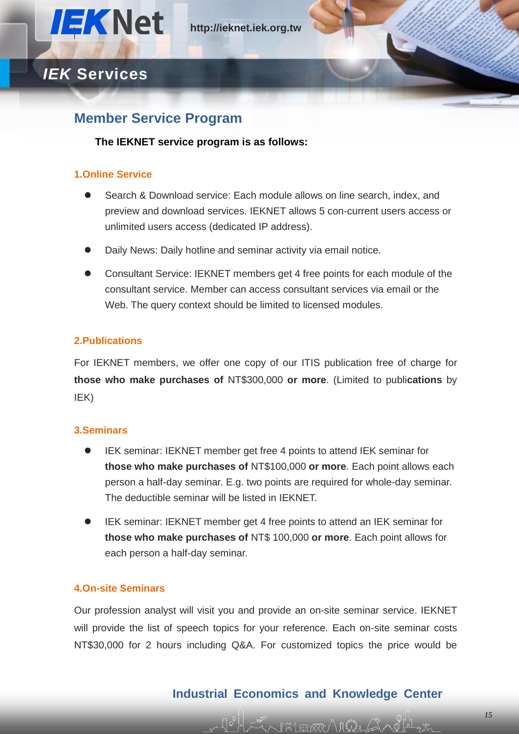# *IEK* Services

## Member Service Program

**The IEKNET service program is as follows:**

### 1.Online Service

- Search & Download service: Each module allows on line search, index, and preview and download services. IEKNET allows 5 con-current users access or unlimited users access (dedicated IP address).
- Daily News: Daily hotline and seminar activity via email notice.
- Consultant Service: IEKNET members get 4 free points for each module of the consultant service. Member can access consultant services via email or the Web. The query context should be limited to licensed modules.

### 2.Publications

For IEKNET members, we offer one copy of our ITIS publication free of charge for **those who make purchases of** NT$300,000 **or more**. (Limited to publi**cations** by IEK)

### 3.Seminars

- IEK seminar: IEKNET member get free 4 points to attend IEK seminar for **those who make purchases of** NT$100,000 **or more**. Each point allows each person a half-day seminar. E.g. two points are required for whole-day seminar. The deductible seminar will be listed in IEKNET.
- IEK seminar: IEKNET member get 4 free points to attend an IEK seminar for **those who make purchases of** NT$ 100,000 **or more**. Each point allows for each person a half-day seminar.

### 4.On-site Seminars

Our profession analyst will visit you and provide an on-site seminar service. IEKNET will provide the list of speech topics for your reference. Each on-site seminar costs NT$30,000 for 2 hours including Q&A. For customized topics the price would be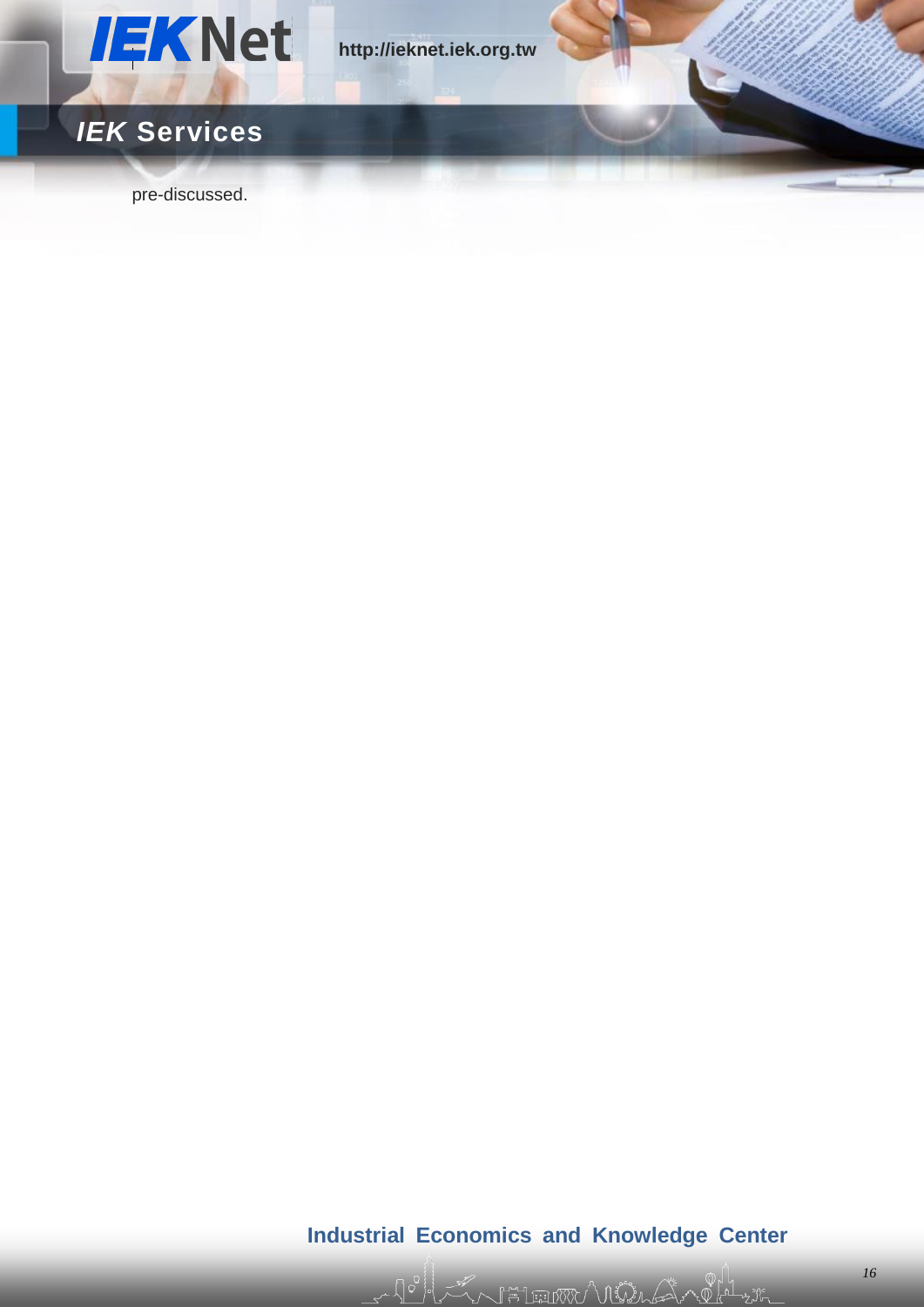pre-discussed.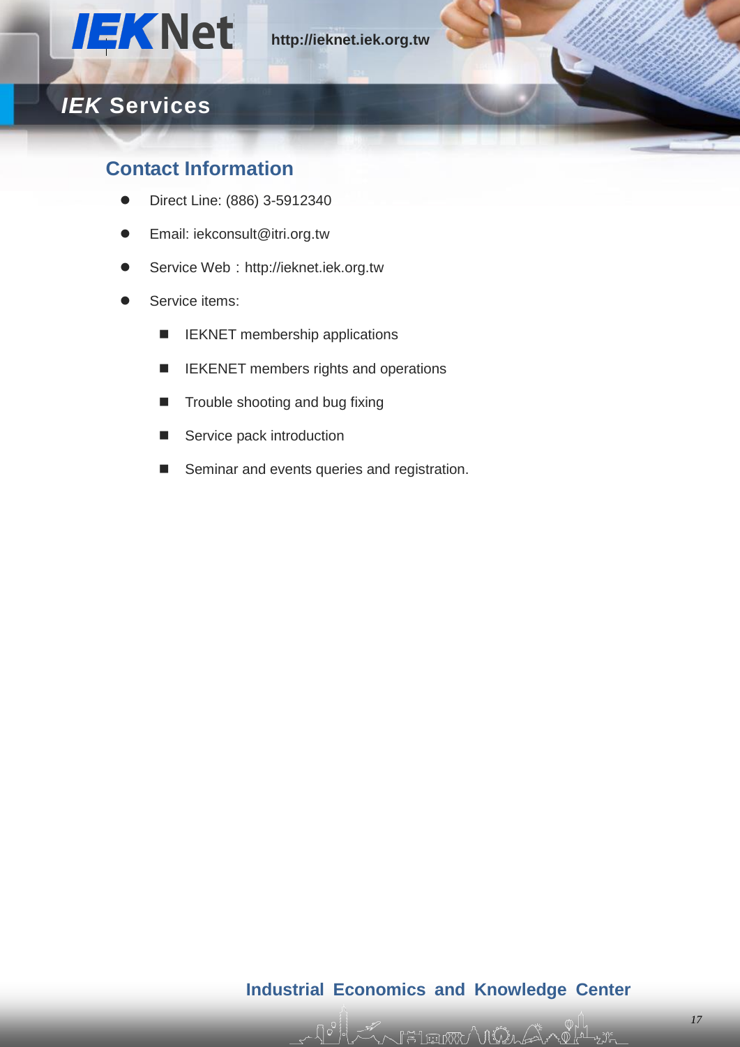## IEK Services

### Contact Information

- Direct Line: (886) 3-5912340
- Email: iekconsult@itri.org.tw
- Service Web：http://ieknet.iek.org.tw
- Service items:
  - IEKNET membership applications
  - IEKENET members rights and operations
  - Trouble shooting and bug fixing
  - Service pack introduction
  - Seminar and events queries and registration.